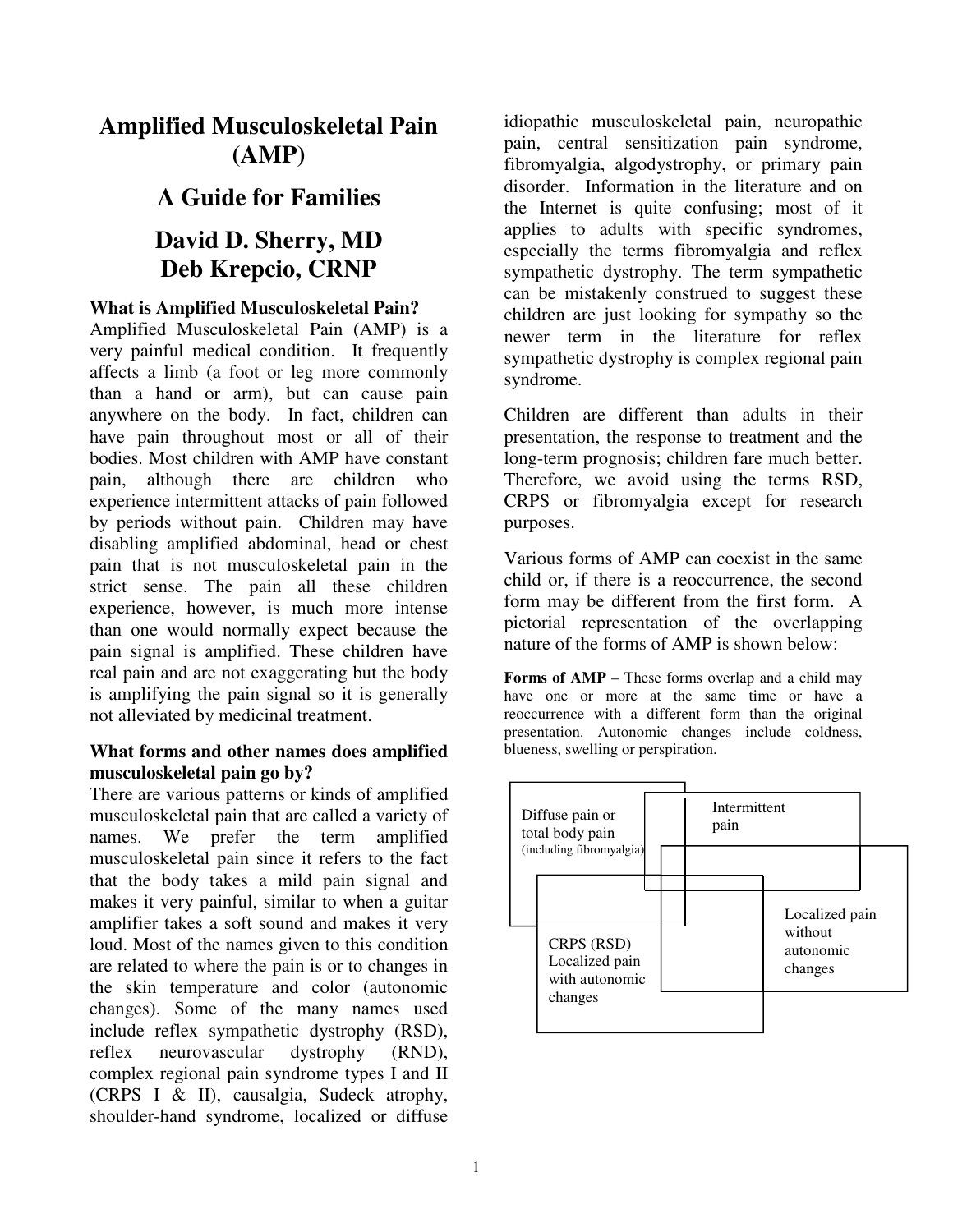# Amplified Musculoskeletal Pain (AMP)

## A Guide for Families

## David D. Sherry, MD
## Deb Krepcio, CRNP

### What is Amplified Musculoskeletal Pain?

Amplified Musculoskeletal Pain (AMP) is a very painful medical condition. It frequently affects a limb (a foot or leg more commonly than a hand or arm), but can cause pain anywhere on the body. In fact, children can have pain throughout most or all of their bodies. Most children with AMP have constant pain, although there are children who experience intermittent attacks of pain followed by periods without pain. Children may have disabling amplified abdominal, head or chest pain that is not musculoskeletal pain in the strict sense. The pain all these children experience, however, is much more intense than one would normally expect because the pain signal is amplified. These children have real pain and are not exaggerating but the body is amplifying the pain signal so it is generally not alleviated by medicinal treatment.

### What forms and other names does amplified musculoskeletal pain go by?

There are various patterns or kinds of amplified musculoskeletal pain that are called a variety of names. We prefer the term amplified musculoskeletal pain since it refers to the fact that the body takes a mild pain signal and makes it very painful, similar to when a guitar amplifier takes a soft sound and makes it very loud. Most of the names given to this condition are related to where the pain is or to changes in the skin temperature and color (autonomic changes). Some of the many names used include reflex sympathetic dystrophy (RSD), reflex neurovascular dystrophy (RND), complex regional pain syndrome types I and II (CRPS I & II), causalgia, Sudeck atrophy, shoulder-hand syndrome, localized or diffuse idiopathic musculoskeletal pain, neuropathic pain, central sensitization pain syndrome, fibromyalgia, algodystrophy, or primary pain disorder. Information in the literature and on the Internet is quite confusing; most of it applies to adults with specific syndromes, especially the terms fibromyalgia and reflex sympathetic dystrophy. The term sympathetic can be mistakenly construed to suggest these children are just looking for sympathy so the newer term in the literature for reflex sympathetic dystrophy is complex regional pain syndrome.

Children are different than adults in their presentation, the response to treatment and the long-term prognosis; children fare much better. Therefore, we avoid using the terms RSD, CRPS or fibromyalgia except for research purposes.

Various forms of AMP can coexist in the same child or, if there is a reoccurrence, the second form may be different from the first form. A pictorial representation of the overlapping nature of the forms of AMP is shown below:

**Forms of AMP** – These forms overlap and a child may have one or more at the same time or have a reoccurrence with a different form than the original presentation. Autonomic changes include coldness, blueness, swelling or perspiration.

Diffuse pain or total body pain (including fibromyalgia)

Intermittent pain

Localized pain without autonomic changes

CRPS (RSD) Localized pain with autonomic changes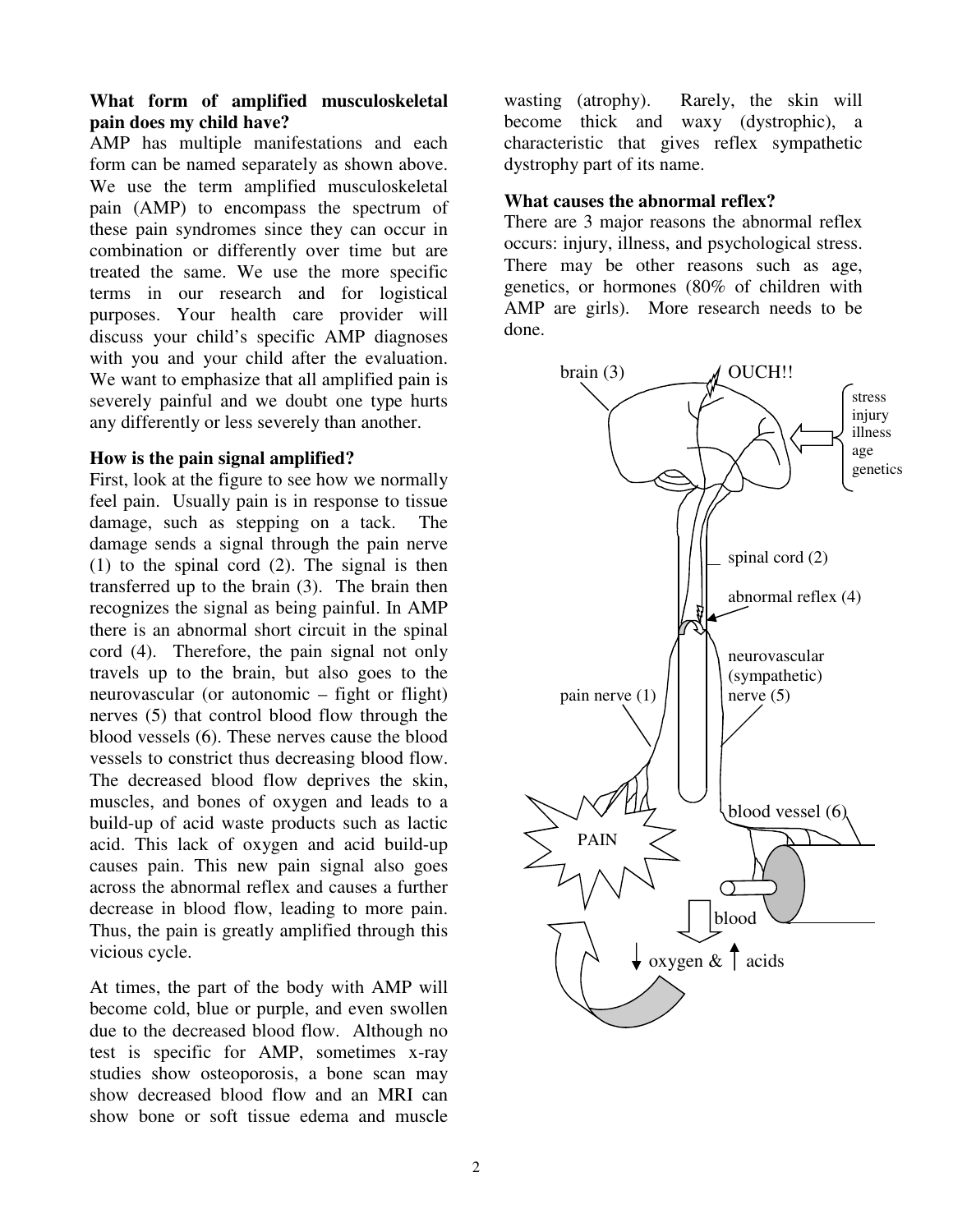**What form of amplified musculoskeletal pain does my child have?**

AMP has multiple manifestations and each form can be named separately as shown above. We use the term amplified musculoskeletal pain (AMP) to encompass the spectrum of these pain syndromes since they can occur in combination or differently over time but are treated the same. We use the more specific terms in our research and for logistical purposes. Your health care provider will discuss your child's specific AMP diagnoses with you and your child after the evaluation. We want to emphasize that all amplified pain is severely painful and we doubt one type hurts any differently or less severely than another.

**How is the pain signal amplified?**

First, look at the figure to see how we normally feel pain. Usually pain is in response to tissue damage, such as stepping on a tack. The damage sends a signal through the pain nerve (1) to the spinal cord (2). The signal is then transferred up to the brain (3). The brain then recognizes the signal as being painful. In AMP there is an abnormal short circuit in the spinal cord (4). Therefore, the pain signal not only travels up to the brain, but also goes to the neurovascular (or autonomic – fight or flight) nerves (5) that control blood flow through the blood vessels (6). These nerves cause the blood vessels to constrict thus decreasing blood flow. The decreased blood flow deprives the skin, muscles, and bones of oxygen and leads to a build-up of acid waste products such as lactic acid. This lack of oxygen and acid build-up causes pain. This new pain signal also goes across the abnormal reflex and causes a further decrease in blood flow, leading to more pain. Thus, the pain is greatly amplified through this vicious cycle.

At times, the part of the body with AMP will become cold, blue or purple, and even swollen due to the decreased blood flow. Although no test is specific for AMP, sometimes x-ray studies show osteoporosis, a bone scan may show decreased blood flow and an MRI can show bone or soft tissue edema and muscle wasting (atrophy). Rarely, the skin will become thick and waxy (dystrophic), a characteristic that gives reflex sympathetic dystrophy part of its name.

**What causes the abnormal reflex?**

There are 3 major reasons the abnormal reflex occurs: injury, illness, and psychological stress. There may be other reasons such as age, genetics, or hormones (80% of children with AMP are girls). More research needs to be done.

brain (3) OUCH!! stress injury illness age genetics

spinal cord (2)

abnormal reflex (4)

neurovascular (sympathetic) nerve (5)

pain nerve (1)

blood vessel (6)

PAIN

blood

↓ oxygen & ↑ acids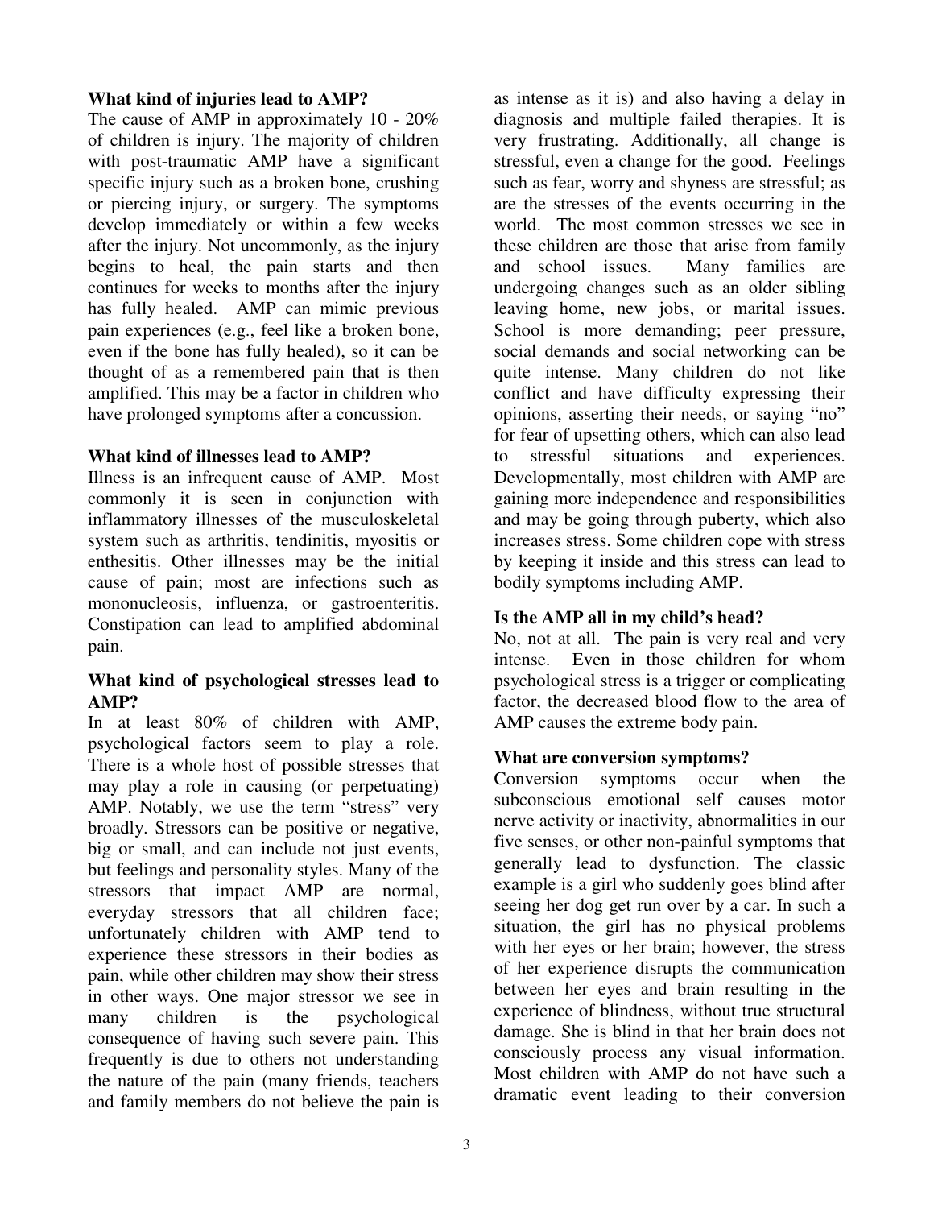**What kind of injuries lead to AMP?**

The cause of AMP in approximately 10 - 20% of children is injury. The majority of children with post-traumatic AMP have a significant specific injury such as a broken bone, crushing or piercing injury, or surgery. The symptoms develop immediately or within a few weeks after the injury. Not uncommonly, as the injury begins to heal, the pain starts and then continues for weeks to months after the injury has fully healed. AMP can mimic previous pain experiences (e.g., feel like a broken bone, even if the bone has fully healed), so it can be thought of as a remembered pain that is then amplified. This may be a factor in children who have prolonged symptoms after a concussion.

**What kind of illnesses lead to AMP?**

Illness is an infrequent cause of AMP. Most commonly it is seen in conjunction with inflammatory illnesses of the musculoskeletal system such as arthritis, tendinitis, myositis or enthesitis. Other illnesses may be the initial cause of pain; most are infections such as mononucleosis, influenza, or gastroenteritis. Constipation can lead to amplified abdominal pain.

**What kind of psychological stresses lead to AMP?**

In at least 80% of children with AMP, psychological factors seem to play a role. There is a whole host of possible stresses that may play a role in causing (or perpetuating) AMP. Notably, we use the term "stress" very broadly. Stressors can be positive or negative, big or small, and can include not just events, but feelings and personality styles. Many of the stressors that impact AMP are normal, everyday stressors that all children face; unfortunately children with AMP tend to experience these stressors in their bodies as pain, while other children may show their stress in other ways. One major stressor we see in many children is the psychological consequence of having such severe pain. This frequently is due to others not understanding the nature of the pain (many friends, teachers and family members do not believe the pain is as intense as it is) and also having a delay in diagnosis and multiple failed therapies. It is very frustrating. Additionally, all change is stressful, even a change for the good. Feelings such as fear, worry and shyness are stressful; as are the stresses of the events occurring in the world. The most common stresses we see in these children are those that arise from family and school issues. Many families are undergoing changes such as an older sibling leaving home, new jobs, or marital issues. School is more demanding; peer pressure, social demands and social networking can be quite intense. Many children do not like conflict and have difficulty expressing their opinions, asserting their needs, or saying "no" for fear of upsetting others, which can also lead to stressful situations and experiences. Developmentally, most children with AMP are gaining more independence and responsibilities and may be going through puberty, which also increases stress. Some children cope with stress by keeping it inside and this stress can lead to bodily symptoms including AMP.

**Is the AMP all in my child's head?**

No, not at all. The pain is very real and very intense. Even in those children for whom psychological stress is a trigger or complicating factor, the decreased blood flow to the area of AMP causes the extreme body pain.

**What are conversion symptoms?**

Conversion symptoms occur when the subconscious emotional self causes motor nerve activity or inactivity, abnormalities in our five senses, or other non-painful symptoms that generally lead to dysfunction. The classic example is a girl who suddenly goes blind after seeing her dog get run over by a car. In such a situation, the girl has no physical problems with her eyes or her brain; however, the stress of her experience disrupts the communication between her eyes and brain resulting in the experience of blindness, without true structural damage. She is blind in that her brain does not consciously process any visual information. Most children with AMP do not have such a dramatic event leading to their conversion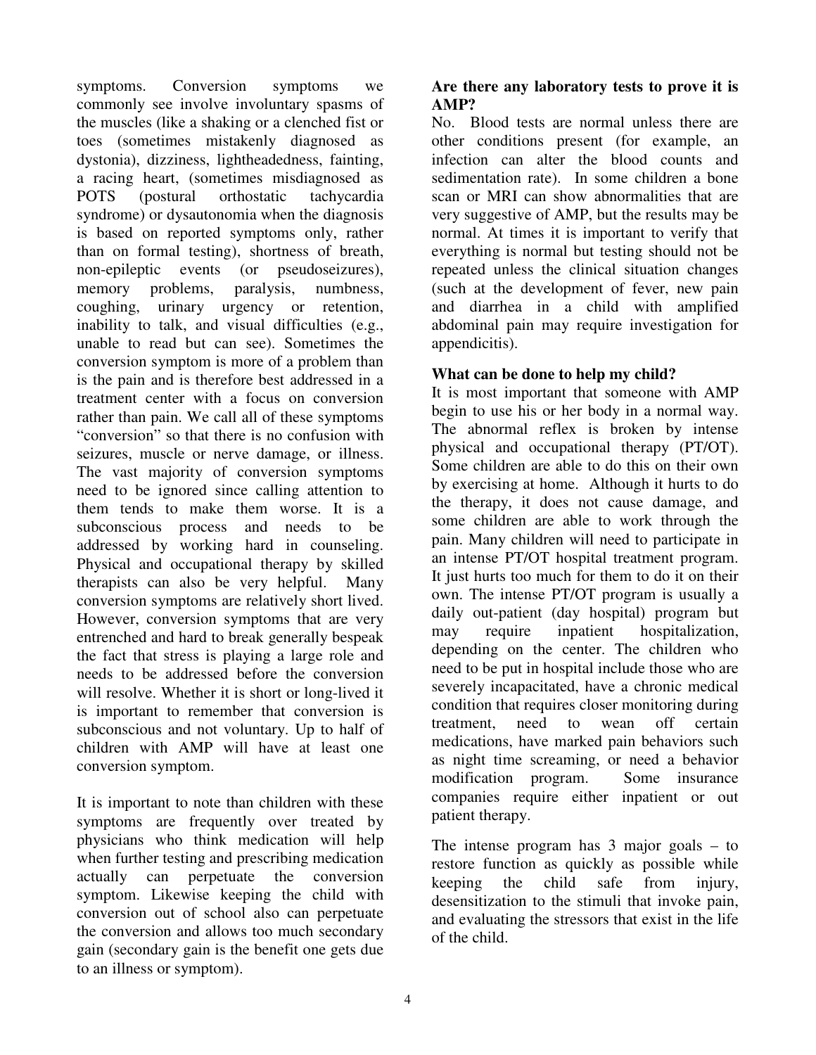symptoms. Conversion symptoms we commonly see involve involuntary spasms of the muscles (like a shaking or a clenched fist or toes (sometimes mistakenly diagnosed as dystonia), dizziness, lightheadedness, fainting, a racing heart, (sometimes misdiagnosed as POTS (postural orthostatic tachycardia syndrome) or dysautonomia when the diagnosis is based on reported symptoms only, rather than on formal testing), shortness of breath, non-epileptic events (or pseudoseizures), memory problems, paralysis, numbness, coughing, urinary urgency or retention, inability to talk, and visual difficulties (e.g., unable to read but can see). Sometimes the conversion symptom is more of a problem than is the pain and is therefore best addressed in a treatment center with a focus on conversion rather than pain. We call all of these symptoms "conversion" so that there is no confusion with seizures, muscle or nerve damage, or illness. The vast majority of conversion symptoms need to be ignored since calling attention to them tends to make them worse. It is a subconscious process and needs to be addressed by working hard in counseling. Physical and occupational therapy by skilled therapists can also be very helpful. Many conversion symptoms are relatively short lived. However, conversion symptoms that are very entrenched and hard to break generally bespeak the fact that stress is playing a large role and needs to be addressed before the conversion will resolve. Whether it is short or long-lived it is important to remember that conversion is subconscious and not voluntary. Up to half of children with AMP will have at least one conversion symptom.

It is important to note than children with these symptoms are frequently over treated by physicians who think medication will help when further testing and prescribing medication actually can perpetuate the conversion symptom. Likewise keeping the child with conversion out of school also can perpetuate the conversion and allows too much secondary gain (secondary gain is the benefit one gets due to an illness or symptom).

**Are there any laboratory tests to prove it is AMP?**

No. Blood tests are normal unless there are other conditions present (for example, an infection can alter the blood counts and sedimentation rate). In some children a bone scan or MRI can show abnormalities that are very suggestive of AMP, but the results may be normal. At times it is important to verify that everything is normal but testing should not be repeated unless the clinical situation changes (such at the development of fever, new pain and diarrhea in a child with amplified abdominal pain may require investigation for appendicitis).

**What can be done to help my child?**

It is most important that someone with AMP begin to use his or her body in a normal way. The abnormal reflex is broken by intense physical and occupational therapy (PT/OT). Some children are able to do this on their own by exercising at home. Although it hurts to do the therapy, it does not cause damage, and some children are able to work through the pain. Many children will need to participate in an intense PT/OT hospital treatment program. It just hurts too much for them to do it on their own. The intense PT/OT program is usually a daily out-patient (day hospital) program but may require inpatient hospitalization, depending on the center. The children who need to be put in hospital include those who are severely incapacitated, have a chronic medical condition that requires closer monitoring during treatment, need to wean off certain medications, have marked pain behaviors such as night time screaming, or need a behavior modification program. Some insurance companies require either inpatient or out patient therapy.

The intense program has 3 major goals – to restore function as quickly as possible while keeping the child safe from injury, desensitization to the stimuli that invoke pain, and evaluating the stressors that exist in the life of the child.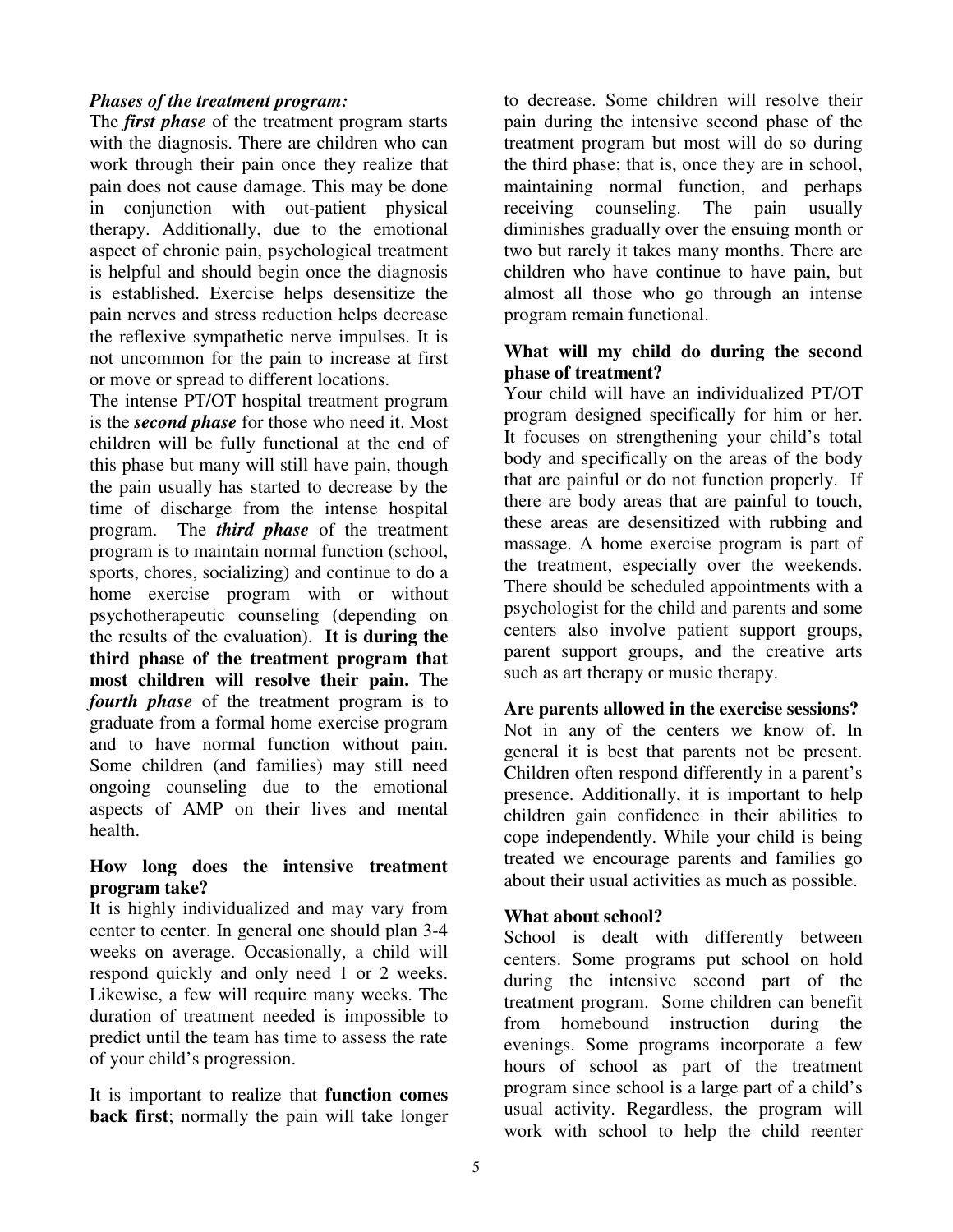***Phases of the treatment program:***

The ***first phase*** of the treatment program starts with the diagnosis. There are children who can work through their pain once they realize that pain does not cause damage. This may be done in conjunction with out-patient physical therapy. Additionally, due to the emotional aspect of chronic pain, psychological treatment is helpful and should begin once the diagnosis is established. Exercise helps desensitize the pain nerves and stress reduction helps decrease the reflexive sympathetic nerve impulses. It is not uncommon for the pain to increase at first or move or spread to different locations.

The intense PT/OT hospital treatment program is the ***second phase*** for those who need it. Most children will be fully functional at the end of this phase but many will still have pain, though the pain usually has started to decrease by the time of discharge from the intense hospital program. The ***third phase*** of the treatment program is to maintain normal function (school, sports, chores, socializing) and continue to do a home exercise program with or without psychotherapeutic counseling (depending on the results of the evaluation). **It is during the third phase of the treatment program that most children will resolve their pain.** The ***fourth phase*** of the treatment program is to graduate from a formal home exercise program and to have normal function without pain. Some children (and families) may still need ongoing counseling due to the emotional aspects of AMP on their lives and mental health.

**How long does the intensive treatment program take?**

It is highly individualized and may vary from center to center. In general one should plan 3-4 weeks on average. Occasionally, a child will respond quickly and only need 1 or 2 weeks. Likewise, a few will require many weeks. The duration of treatment needed is impossible to predict until the team has time to assess the rate of your child's progression.

It is important to realize that **function comes back first**; normally the pain will take longer to decrease. Some children will resolve their pain during the intensive second phase of the treatment program but most will do so during the third phase; that is, once they are in school, maintaining normal function, and perhaps receiving counseling. The pain usually diminishes gradually over the ensuing month or two but rarely it takes many months. There are children who have continue to have pain, but almost all those who go through an intense program remain functional.

**What will my child do during the second phase of treatment?**

Your child will have an individualized PT/OT program designed specifically for him or her. It focuses on strengthening your child's total body and specifically on the areas of the body that are painful or do not function properly. If there are body areas that are painful to touch, these areas are desensitized with rubbing and massage. A home exercise program is part of the treatment, especially over the weekends. There should be scheduled appointments with a psychologist for the child and parents and some centers also involve patient support groups, parent support groups, and the creative arts such as art therapy or music therapy.

**Are parents allowed in the exercise sessions?**

Not in any of the centers we know of. In general it is best that parents not be present. Children often respond differently in a parent's presence. Additionally, it is important to help children gain confidence in their abilities to cope independently. While your child is being treated we encourage parents and families go about their usual activities as much as possible.

**What about school?**

School is dealt with differently between centers. Some programs put school on hold during the intensive second part of the treatment program. Some children can benefit from homebound instruction during the evenings. Some programs incorporate a few hours of school as part of the treatment program since school is a large part of a child's usual activity. Regardless, the program will work with school to help the child reenter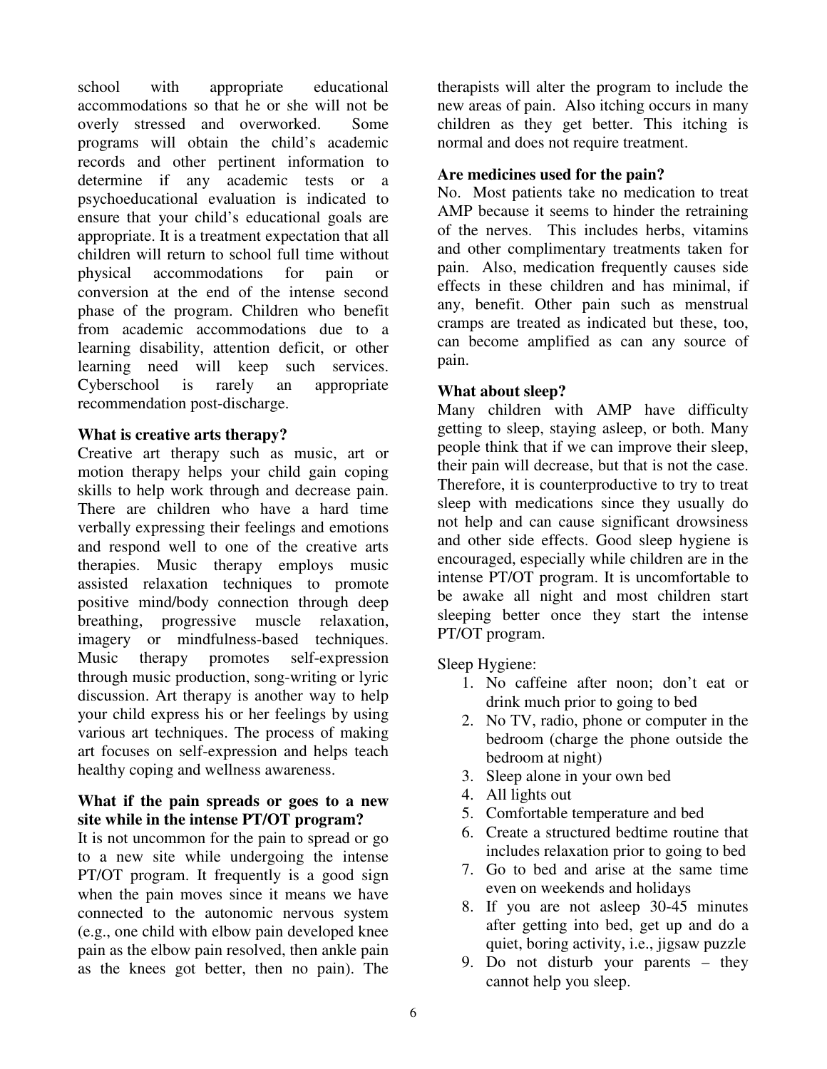school with appropriate educational accommodations so that he or she will not be overly stressed and overworked. Some programs will obtain the child's academic records and other pertinent information to determine if any academic tests or a psychoeducational evaluation is indicated to ensure that your child's educational goals are appropriate. It is a treatment expectation that all children will return to school full time without physical accommodations for pain or conversion at the end of the intense second phase of the program. Children who benefit from academic accommodations due to a learning disability, attention deficit, or other learning need will keep such services. Cyberschool is rarely an appropriate recommendation post-discharge.

**What is creative arts therapy?**

Creative art therapy such as music, art or motion therapy helps your child gain coping skills to help work through and decrease pain. There are children who have a hard time verbally expressing their feelings and emotions and respond well to one of the creative arts therapies. Music therapy employs music assisted relaxation techniques to promote positive mind/body connection through deep breathing, progressive muscle relaxation, imagery or mindfulness-based techniques. Music therapy promotes self-expression through music production, song-writing or lyric discussion. Art therapy is another way to help your child express his or her feelings by using various art techniques. The process of making art focuses on self-expression and helps teach healthy coping and wellness awareness.

**What if the pain spreads or goes to a new site while in the intense PT/OT program?**

It is not uncommon for the pain to spread or go to a new site while undergoing the intense PT/OT program. It frequently is a good sign when the pain moves since it means we have connected to the autonomic nervous system (e.g., one child with elbow pain developed knee pain as the elbow pain resolved, then ankle pain as the knees got better, then no pain). The therapists will alter the program to include the new areas of pain. Also itching occurs in many children as they get better. This itching is normal and does not require treatment.

**Are medicines used for the pain?**

No. Most patients take no medication to treat AMP because it seems to hinder the retraining of the nerves. This includes herbs, vitamins and other complimentary treatments taken for pain. Also, medication frequently causes side effects in these children and has minimal, if any, benefit. Other pain such as menstrual cramps are treated as indicated but these, too, can become amplified as can any source of pain.

**What about sleep?**

Many children with AMP have difficulty getting to sleep, staying asleep, or both. Many people think that if we can improve their sleep, their pain will decrease, but that is not the case. Therefore, it is counterproductive to try to treat sleep with medications since they usually do not help and can cause significant drowsiness and other side effects. Good sleep hygiene is encouraged, especially while children are in the intense PT/OT program. It is uncomfortable to be awake all night and most children start sleeping better once they start the intense PT/OT program.

Sleep Hygiene:

1. No caffeine after noon; don't eat or drink much prior to going to bed
2. No TV, radio, phone or computer in the bedroom (charge the phone outside the bedroom at night)
3. Sleep alone in your own bed
4. All lights out
5. Comfortable temperature and bed
6. Create a structured bedtime routine that includes relaxation prior to going to bed
7. Go to bed and arise at the same time even on weekends and holidays
8. If you are not asleep 30-45 minutes after getting into bed, get up and do a quiet, boring activity, i.e., jigsaw puzzle
9. Do not disturb your parents – they cannot help you sleep.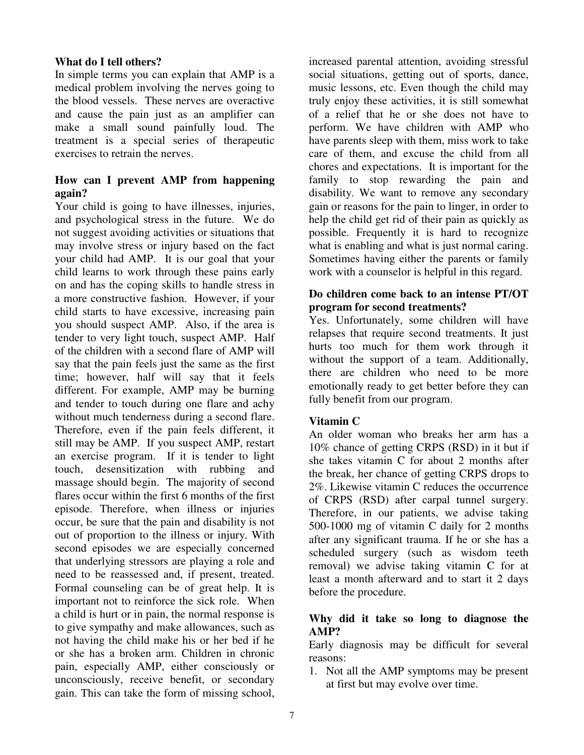**What do I tell others?**

In simple terms you can explain that AMP is a medical problem involving the nerves going to the blood vessels. These nerves are overactive and cause the pain just as an amplifier can make a small sound painfully loud. The treatment is a special series of therapeutic exercises to retrain the nerves.

**How can I prevent AMP from happening again?**

Your child is going to have illnesses, injuries, and psychological stress in the future. We do not suggest avoiding activities or situations that may involve stress or injury based on the fact your child had AMP. It is our goal that your child learns to work through these pains early on and has the coping skills to handle stress in a more constructive fashion. However, if your child starts to have excessive, increasing pain you should suspect AMP. Also, if the area is tender to very light touch, suspect AMP. Half of the children with a second flare of AMP will say that the pain feels just the same as the first time; however, half will say that it feels different. For example, AMP may be burning and tender to touch during one flare and achy without much tenderness during a second flare. Therefore, even if the pain feels different, it still may be AMP. If you suspect AMP, restart an exercise program. If it is tender to light touch, desensitization with rubbing and massage should begin. The majority of second flares occur within the first 6 months of the first episode. Therefore, when illness or injuries occur, be sure that the pain and disability is not out of proportion to the illness or injury. With second episodes we are especially concerned that underlying stressors are playing a role and need to be reassessed and, if present, treated. Formal counseling can be of great help. It is important not to reinforce the sick role. When a child is hurt or in pain, the normal response is to give sympathy and make allowances, such as not having the child make his or her bed if he or she has a broken arm. Children in chronic pain, especially AMP, either consciously or unconsciously, receive benefit, or secondary gain. This can take the form of missing school, increased parental attention, avoiding stressful social situations, getting out of sports, dance, music lessons, etc. Even though the child may truly enjoy these activities, it is still somewhat of a relief that he or she does not have to perform. We have children with AMP who have parents sleep with them, miss work to take care of them, and excuse the child from all chores and expectations. It is important for the family to stop rewarding the pain and disability. We want to remove any secondary gain or reasons for the pain to linger, in order to help the child get rid of their pain as quickly as possible. Frequently it is hard to recognize what is enabling and what is just normal caring. Sometimes having either the parents or family work with a counselor is helpful in this regard.

**Do children come back to an intense PT/OT program for second treatments?**

Yes. Unfortunately, some children will have relapses that require second treatments. It just hurts too much for them work through it without the support of a team. Additionally, there are children who need to be more emotionally ready to get better before they can fully benefit from our program.

**Vitamin C**

An older woman who breaks her arm has a 10% chance of getting CRPS (RSD) in it but if she takes vitamin C for about 2 months after the break, her chance of getting CRPS drops to 2%. Likewise vitamin C reduces the occurrence of CRPS (RSD) after carpal tunnel surgery. Therefore, in our patients, we advise taking 500-1000 mg of vitamin C daily for 2 months after any significant trauma. If he or she has a scheduled surgery (such as wisdom teeth removal) we advise taking vitamin C for at least a month afterward and to start it 2 days before the procedure.

**Why did it take so long to diagnose the AMP?**

Early diagnosis may be difficult for several reasons:

1. Not all the AMP symptoms may be present at first but may evolve over time.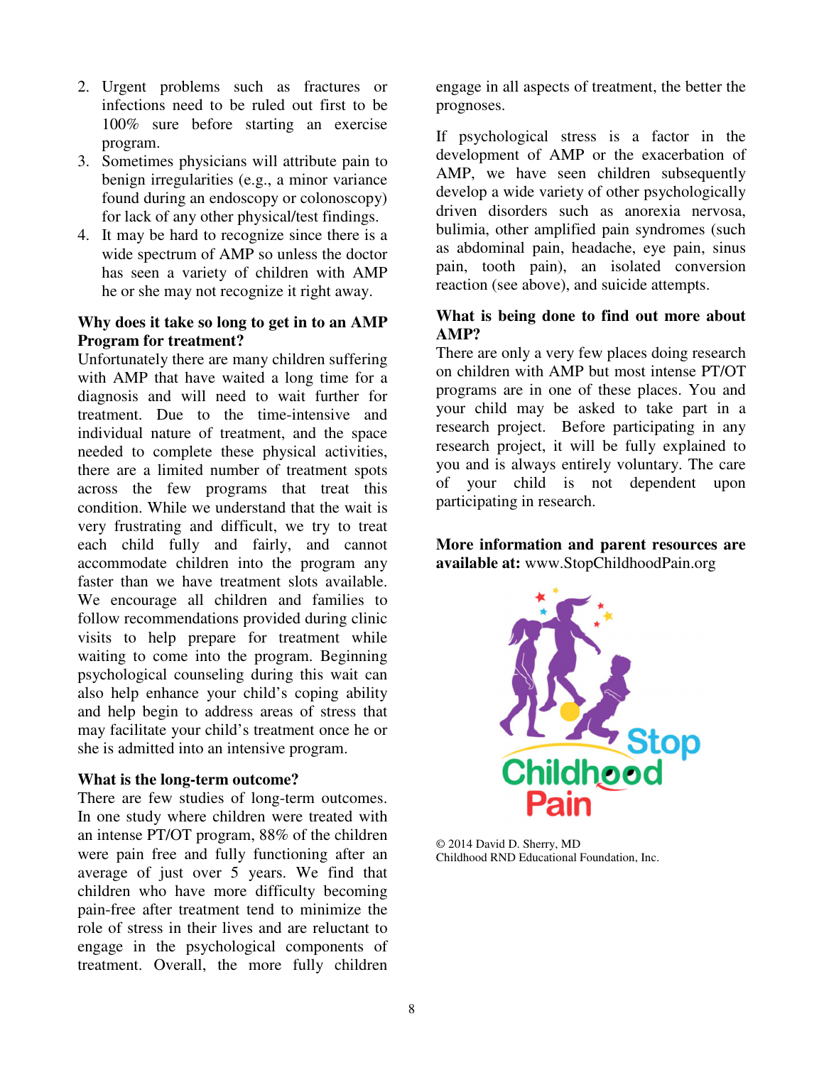2. Urgent problems such as fractures or infections need to be ruled out first to be 100% sure before starting an exercise program.
3. Sometimes physicians will attribute pain to benign irregularities (e.g., a minor variance found during an endoscopy or colonoscopy) for lack of any other physical/test findings.
4. It may be hard to recognize since there is a wide spectrum of AMP so unless the doctor has seen a variety of children with AMP he or she may not recognize it right away.

**Why does it take so long to get in to an AMP Program for treatment?**

Unfortunately there are many children suffering with AMP that have waited a long time for a diagnosis and will need to wait further for treatment. Due to the time-intensive and individual nature of treatment, and the space needed to complete these physical activities, there are a limited number of treatment spots across the few programs that treat this condition. While we understand that the wait is very frustrating and difficult, we try to treat each child fully and fairly, and cannot accommodate children into the program any faster than we have treatment slots available. We encourage all children and families to follow recommendations provided during clinic visits to help prepare for treatment while waiting to come into the program. Beginning psychological counseling during this wait can also help enhance your child's coping ability and help begin to address areas of stress that may facilitate your child's treatment once he or she is admitted into an intensive program.

**What is the long-term outcome?**

There are few studies of long-term outcomes. In one study where children were treated with an intense PT/OT program, 88% of the children were pain free and fully functioning after an average of just over 5 years. We find that children who have more difficulty becoming pain-free after treatment tend to minimize the role of stress in their lives and are reluctant to engage in the psychological components of treatment. Overall, the more fully children engage in all aspects of treatment, the better the prognoses.

If psychological stress is a factor in the development of AMP or the exacerbation of AMP, we have seen children subsequently develop a wide variety of other psychologically driven disorders such as anorexia nervosa, bulimia, other amplified pain syndromes (such as abdominal pain, headache, eye pain, sinus pain, tooth pain), an isolated conversion reaction (see above), and suicide attempts.

**What is being done to find out more about AMP?**

There are only a very few places doing research on children with AMP but most intense PT/OT programs are in one of these places. You and your child may be asked to take part in a research project. Before participating in any research project, it will be fully explained to you and is always entirely voluntary. The care of your child is not dependent upon participating in research.

**More information and parent resources are available at:** www.StopChildhoodPain.org

Stop Childhood Pain

© 2014 David D. Sherry, MD
Childhood RND Educational Foundation, Inc.